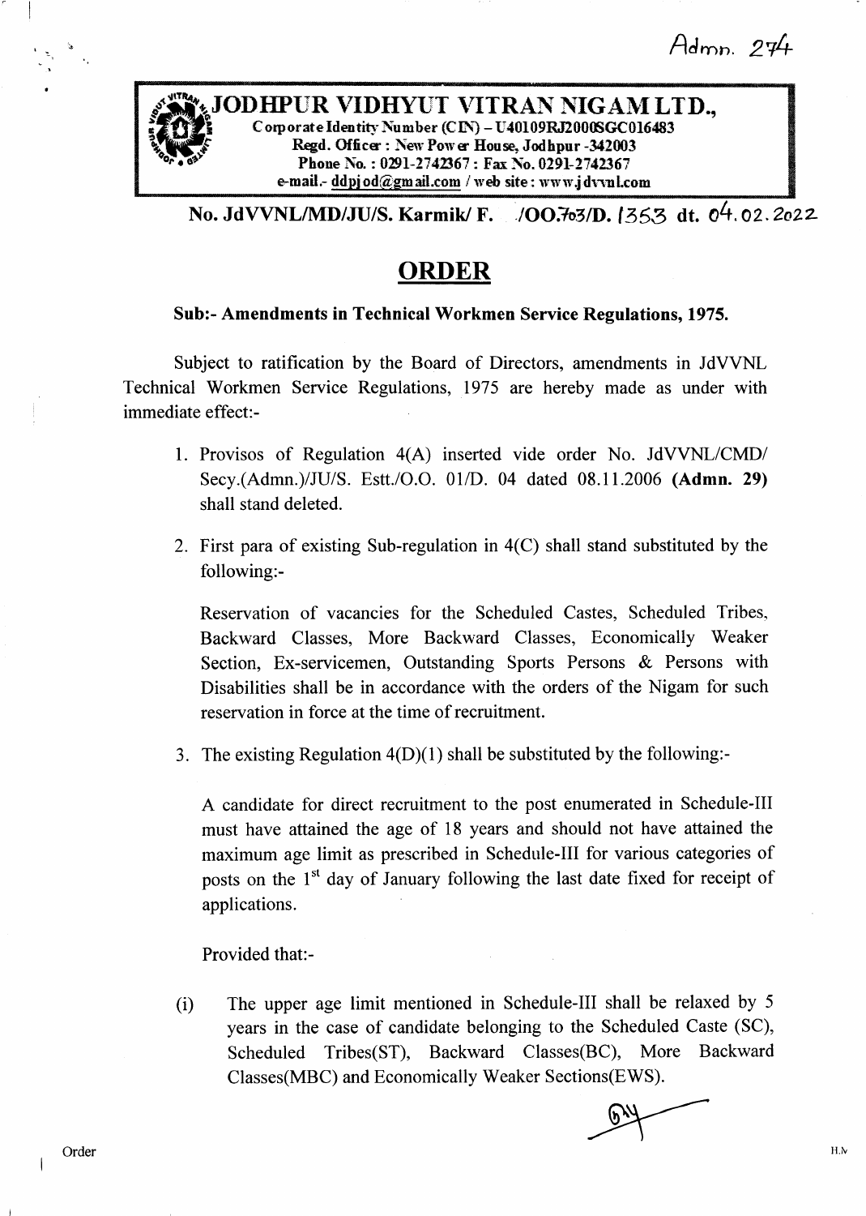Admn. 274

**JODHPUR VIDHYUT VITRAN NIGAM LTD.,**
Corporate Identity Number (CIN) – U40109RJ2000SGC016483
Regd. Office : New Power House, Jodhpur -342003
Phone No. : 0291-2742367 : Fax No. 0291-2742367
e-mail.- ddpjod@gmail.com / web site : www.jdvvnl.com

**No. JdVVNL/MD/JU/S. Karmik/ F. /OO.703/D. 1353 dt. 04.02.2022**

# ORDER

**Sub:- Amendments in Technical Workmen Service Regulations, 1975.**

Subject to ratification by the Board of Directors, amendments in JdVVNL Technical Workmen Service Regulations, 1975 are hereby made as under with immediate effect:-

1. Provisos of Regulation 4(A) inserted vide order No. JdVVNL/CMD/ Secy.(Admn.)/JU/S. Estt./O.O. 01/D. 04 dated 08.11.2006 **(Admn. 29)** shall stand deleted.

2. First para of existing Sub-regulation in 4(C) shall stand substituted by the following:-

   Reservation of vacancies for the Scheduled Castes, Scheduled Tribes, Backward Classes, More Backward Classes, Economically Weaker Section, Ex-servicemen, Outstanding Sports Persons & Persons with Disabilities shall be in accordance with the orders of the Nigam for such reservation in force at the time of recruitment.

3. The existing Regulation 4(D)(1) shall be substituted by the following:-

   A candidate for direct recruitment to the post enumerated in Schedule-III must have attained the age of 18 years and should not have attained the maximum age limit as prescribed in Schedule-III for various categories of posts on the 1st day of January following the last date fixed for receipt of applications.

   Provided that:-

   (i) The upper age limit mentioned in Schedule-III shall be relaxed by 5 years in the case of candidate belonging to the Scheduled Caste (SC), Scheduled Tribes(ST), Backward Classes(BC), More Backward Classes(MBC) and Economically Weaker Sections(EWS).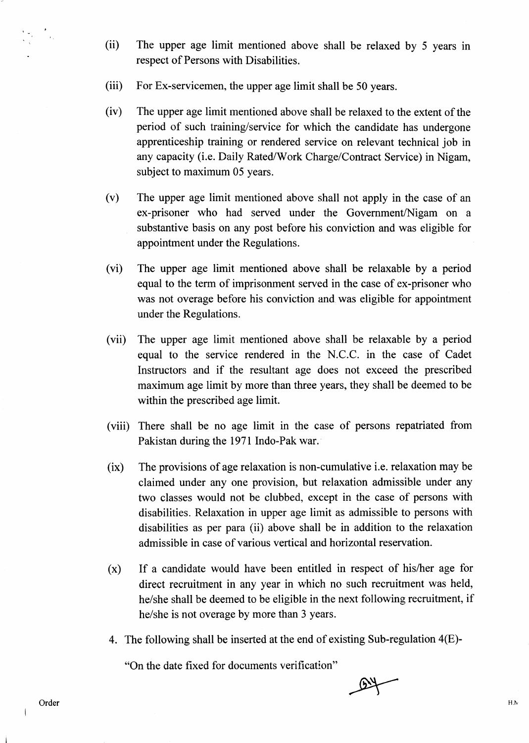(ii) The upper age limit mentioned above shall be relaxed by 5 years in respect of Persons with Disabilities.

(iii) For Ex-servicemen, the upper age limit shall be 50 years.

(iv) The upper age limit mentioned above shall be relaxed to the extent of the period of such training/service for which the candidate has undergone apprenticeship training or rendered service on relevant technical job in any capacity (i.e. Daily Rated/Work Charge/Contract Service) in Nigam, subject to maximum 05 years.

(v) The upper age limit mentioned above shall not apply in the case of an ex-prisoner who had served under the Government/Nigam on a substantive basis on any post before his conviction and was eligible for appointment under the Regulations.

(vi) The upper age limit mentioned above shall be relaxable by a period equal to the term of imprisonment served in the case of ex-prisoner who was not overage before his conviction and was eligible for appointment under the Regulations.

(vii) The upper age limit mentioned above shall be relaxable by a period equal to the service rendered in the N.C.C. in the case of Cadet Instructors and if the resultant age does not exceed the prescribed maximum age limit by more than three years, they shall be deemed to be within the prescribed age limit.

(viii) There shall be no age limit in the case of persons repatriated from Pakistan during the 1971 Indo-Pak war.

(ix) The provisions of age relaxation is non-cumulative i.e. relaxation may be claimed under any one provision, but relaxation admissible under any two classes would not be clubbed, except in the case of persons with disabilities. Relaxation in upper age limit as admissible to persons with disabilities as per para (ii) above shall be in addition to the relaxation admissible in case of various vertical and horizontal reservation.

(x) If a candidate would have been entitled in respect of his/her age for direct recruitment in any year in which no such recruitment was held, he/she shall be deemed to be eligible in the next following recruitment, if he/she is not overage by more than 3 years.

4. The following shall be inserted at the end of existing Sub-regulation 4(E)-

"On the date fixed for documents verification"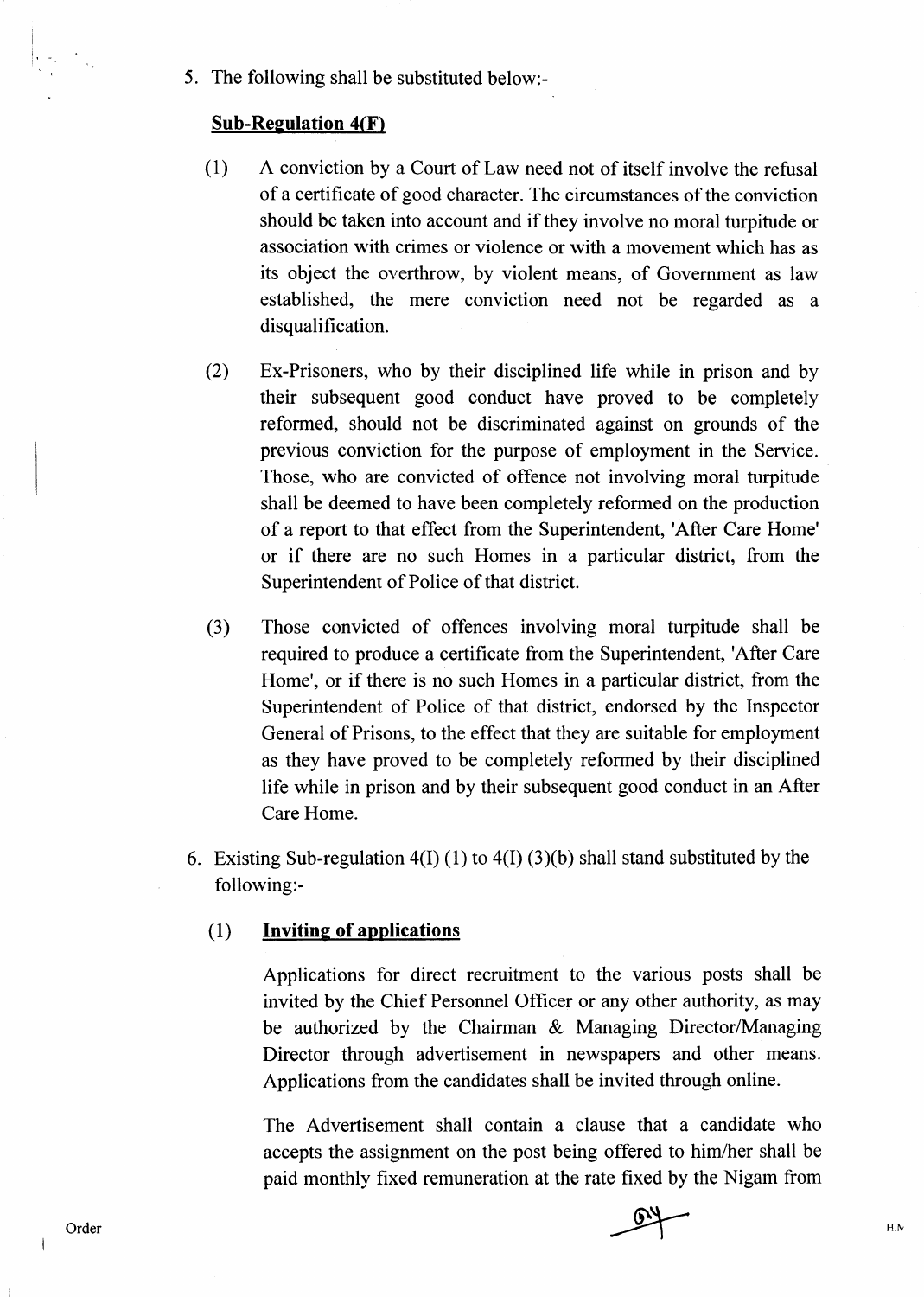5. The following shall be substituted below:-

**Sub-Regulation 4(F)**

(1) A conviction by a Court of Law need not of itself involve the refusal of a certificate of good character. The circumstances of the conviction should be taken into account and if they involve no moral turpitude or association with crimes or violence or with a movement which has as its object the overthrow, by violent means, of Government as law established, the mere conviction need not be regarded as a disqualification.

(2) Ex-Prisoners, who by their disciplined life while in prison and by their subsequent good conduct have proved to be completely reformed, should not be discriminated against on grounds of the previous conviction for the purpose of employment in the Service. Those, who are convicted of offence not involving moral turpitude shall be deemed to have been completely reformed on the production of a report to that effect from the Superintendent, 'After Care Home' or if there are no such Homes in a particular district, from the Superintendent of Police of that district.

(3) Those convicted of offences involving moral turpitude shall be required to produce a certificate from the Superintendent, 'After Care Home', or if there is no such Homes in a particular district, from the Superintendent of Police of that district, endorsed by the Inspector General of Prisons, to the effect that they are suitable for employment as they have proved to be completely reformed by their disciplined life while in prison and by their subsequent good conduct in an After Care Home.

6. Existing Sub-regulation 4(I) (1) to 4(I) (3)(b) shall stand substituted by the following:-

(1) **Inviting of applications**

Applications for direct recruitment to the various posts shall be invited by the Chief Personnel Officer or any other authority, as may be authorized by the Chairman & Managing Director/Managing Director through advertisement in newspapers and other means. Applications from the candidates shall be invited through online.

The Advertisement shall contain a clause that a candidate who accepts the assignment on the post being offered to him/her shall be paid monthly fixed remuneration at the rate fixed by the Nigam from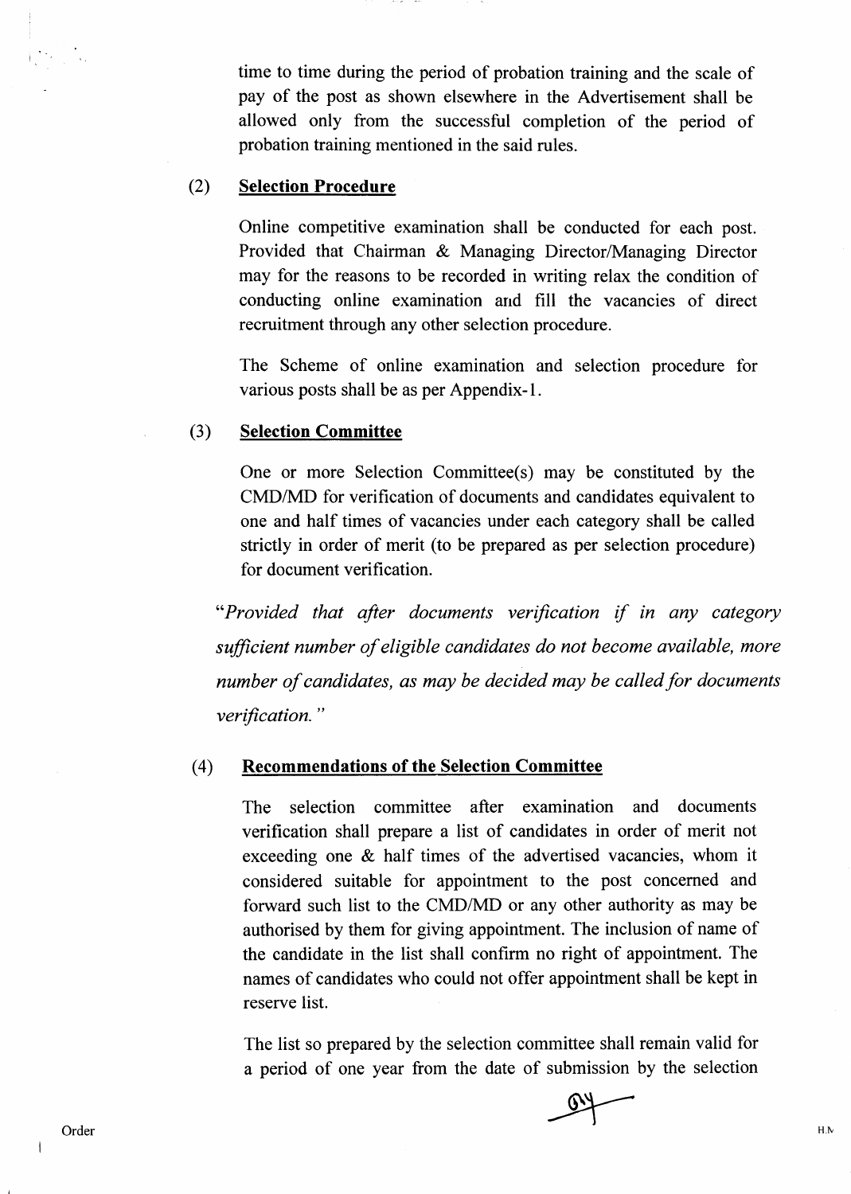time to time during the period of probation training and the scale of pay of the post as shown elsewhere in the Advertisement shall be allowed only from the successful completion of the period of probation training mentioned in the said rules.

(2) **Selection Procedure**

Online competitive examination shall be conducted for each post. Provided that Chairman & Managing Director/Managing Director may for the reasons to be recorded in writing relax the condition of conducting online examination and fill the vacancies of direct recruitment through any other selection procedure.

The Scheme of online examination and selection procedure for various posts shall be as per Appendix-1.

(3) **Selection Committee**

One or more Selection Committee(s) may be constituted by the CMD/MD for verification of documents and candidates equivalent to one and half times of vacancies under each category shall be called strictly in order of merit (to be prepared as per selection procedure) for document verification.

*"Provided that after documents verification if in any category sufficient number of eligible candidates do not become available, more number of candidates, as may be decided may be called for documents verification."*

(4) **Recommendations of the Selection Committee**

The selection committee after examination and documents verification shall prepare a list of candidates in order of merit not exceeding one & half times of the advertised vacancies, whom it considered suitable for appointment to the post concerned and forward such list to the CMD/MD or any other authority as may be authorised by them for giving appointment. The inclusion of name of the candidate in the list shall confirm no right of appointment. The names of candidates who could not offer appointment shall be kept in reserve list.

The list so prepared by the selection committee shall remain valid for a period of one year from the date of submission by the selection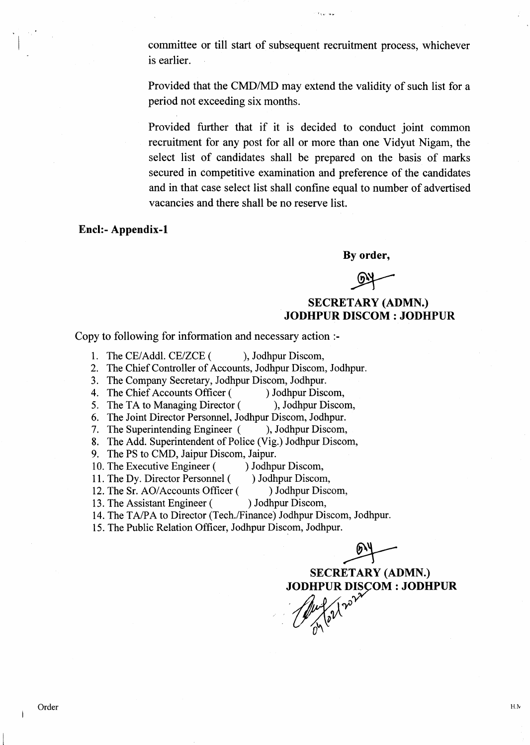committee or till start of subsequent recruitment process, whichever is earlier.

Provided that the CMD/MD may extend the validity of such list for a period not exceeding six months.

Provided further that if it is decided to conduct joint common recruitment for any post for all or more than one Vidyut Nigam, the select list of candidates shall be prepared on the basis of marks secured in competitive examination and preference of the candidates and in that case select list shall confine equal to number of advertised vacancies and there shall be no reserve list.

**Encl:- Appendix-1**

**By order,**

**SECRETARY (ADMN.)**
**JODHPUR DISCOM : JODHPUR**

Copy to following for information and necessary action :-

1. The CE/Addl. CE/ZCE (          ), Jodhpur Discom,
2. The Chief Controller of Accounts, Jodhpur Discom, Jodhpur.
3. The Company Secretary, Jodhpur Discom, Jodhpur.
4. The Chief Accounts Officer (          ) Jodhpur Discom,
5. The TA to Managing Director (          ), Jodhpur Discom,
6. The Joint Director Personnel, Jodhpur Discom, Jodhpur.
7. The Superintending Engineer (          ), Jodhpur Discom,
8. The Add. Superintendent of Police (Vig.) Jodhpur Discom,
9. The PS to CMD, Jaipur Discom, Jaipur.
10. The Executive Engineer (          ) Jodhpur Discom,
11. The Dy. Director Personnel (          ) Jodhpur Discom,
12. The Sr. AO/Accounts Officer (          ) Jodhpur Discom,
13. The Assistant Engineer (          ) Jodhpur Discom,
14. The TA/PA to Director (Tech./Finance) Jodhpur Discom, Jodhpur.
15. The Public Relation Officer, Jodhpur Discom, Jodhpur.

**SECRETARY (ADMN.)**
**JODHPUR DISCOM : JODHPUR**

Order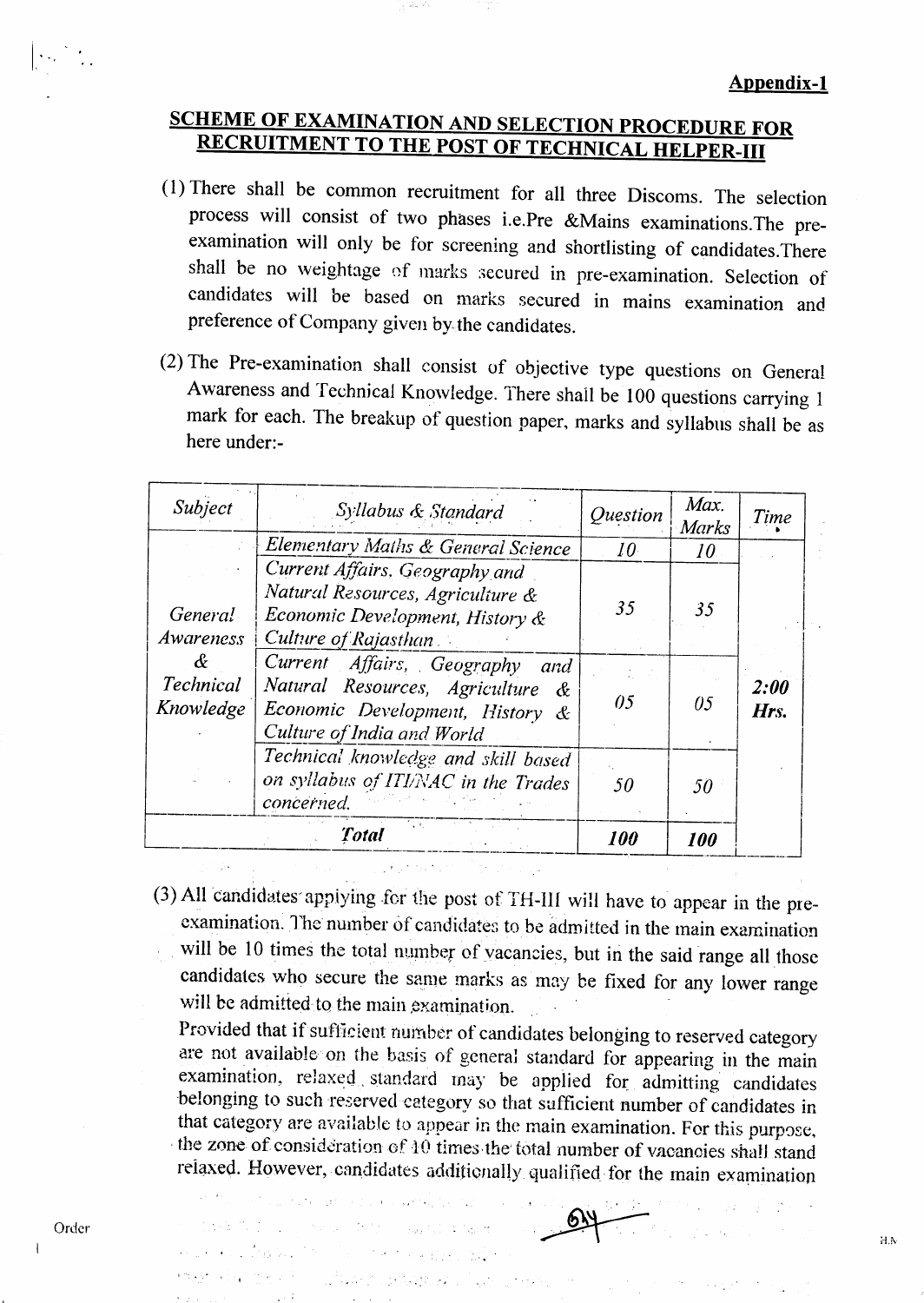**Appendix-1**

# SCHEME OF EXAMINATION AND SELECTION PROCEDURE FOR RECRUITMENT TO THE POST OF TECHNICAL HELPER-III

(1) There shall be common recruitment for all three Discoms. The selection process will consist of two phases i.e.Pre &Mains examinations.The pre-examination will only be for screening and shortlisting of candidates.There shall be no weightage of marks secured in pre-examination. Selection of candidates will be based on marks secured in mains examination and preference of Company given by the candidates.

(2) The Pre-examination shall consist of objective type questions on General Awareness and Technical Knowledge. There shall be 100 questions carrying 1 mark for each. The breakup of question paper, marks and syllabus shall be as here under:-

| *Subject* | *Syllabus & Standard* | *Question* | *Max. Marks* | *Time* |
|---|---|---|---|---|
| *General Awareness & Technical Knowledge* | *Elementary Maths & General Science* | *10* | *10* | *2:00 Hrs.* |
| | *Current Affairs. Geography and Natural Resources, Agriculture & Economic Development, History & Culture of Rajasthan* | *35* | *35* | |
| | *Current Affairs, Geography and Natural Resources, Agriculture & Economic Development, History & Culture of India and World* | *05* | *05* | |
| | *Technical knowledge and skill based on syllabus of ITI/NAC in the Trades concerned.* | *50* | *50* | |
| ***Total*** | | ***100*** | ***100*** | |

(3) All candidates applying for the post of TH-III will have to appear in the pre-examination. The number of candidates to be admitted in the main examination will be 10 times the total number of vacancies, but in the said range all those candidates who secure the same marks as may be fixed for any lower range will be admitted to the main examination.

Provided that if sufficient number of candidates belonging to reserved category are not available on the basis of general standard for appearing in the main examination, relaxed standard may be applied for admitting candidates belonging to such reserved category so that sufficient number of candidates in that category are available to appear in the main examination. For this purpose, the zone of consideration of 10 times the total number of vacancies shall stand relaxed. However, candidates additionally qualified for the main examination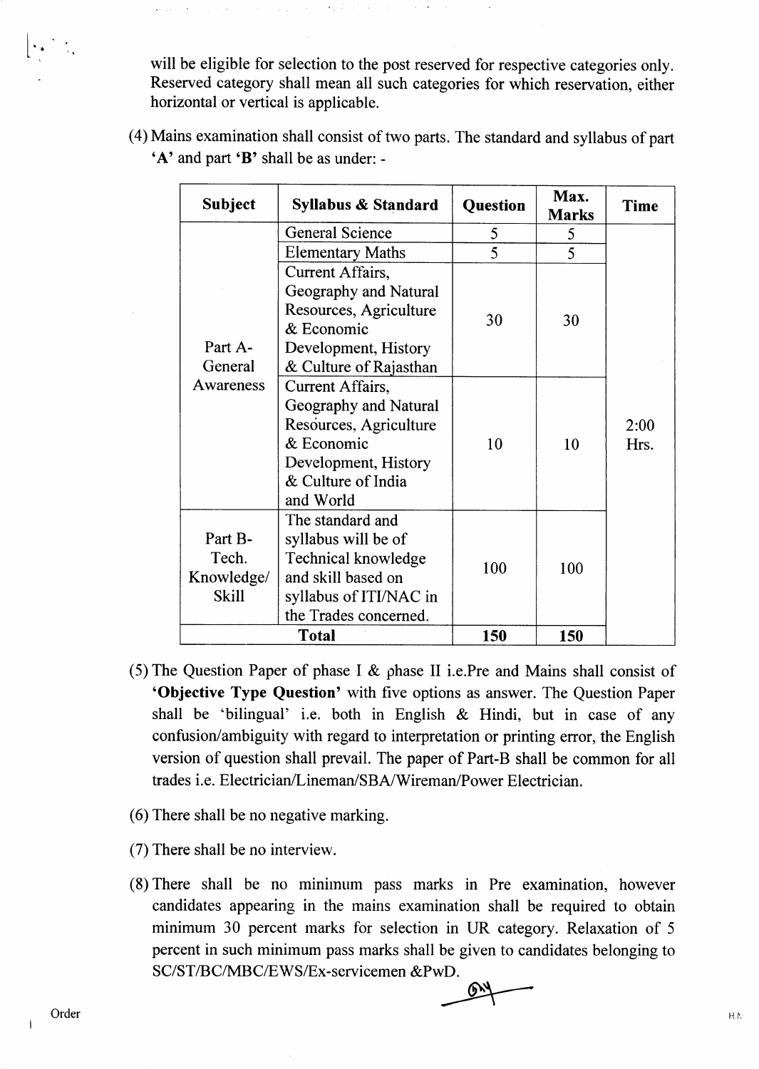will be eligible for selection to the post reserved for respective categories only. Reserved category shall mean all such categories for which reservation, either horizontal or vertical is applicable.

(4) Mains examination shall consist of two parts. The standard and syllabus of part **'A'** and part **'B'** shall be as under: -

| Subject | Syllabus & Standard | Question | Max. Marks | Time |
|---|---|---|---|---|
| Part A- General Awareness | General Science | 5 | 5 | 2:00 Hrs. |
| | Elementary Maths | 5 | 5 | |
| | Current Affairs, Geography and Natural Resources, Agriculture & Economic Development, History & Culture of Rajasthan | 30 | 30 | |
| | Current Affairs, Geography and Natural Resources, Agriculture & Economic Development, History & Culture of India and World | 10 | 10 | |
| Part B- Tech. Knowledge/ Skill | The standard and syllabus will be of Technical knowledge and skill based on syllabus of ITI/NAC in the Trades concerned. | 100 | 100 | |
| **Total** | | **150** | **150** | |

(5) The Question Paper of phase I & phase II i.e.Pre and Mains shall consist of **'Objective Type Question'** with five options as answer. The Question Paper shall be 'bilingual' i.e. both in English & Hindi, but in case of any confusion/ambiguity with regard to interpretation or printing error, the English version of question shall prevail. The paper of Part-B shall be common for all trades i.e. Electrician/Lineman/SBA/Wireman/Power Electrician.

(6) There shall be no negative marking.

(7) There shall be no interview.

(8) There shall be no minimum pass marks in Pre examination, however candidates appearing in the mains examination shall be required to obtain minimum 30 percent marks for selection in UR category. Relaxation of 5 percent in such minimum pass marks shall be given to candidates belonging to SC/ST/BC/MBC/EWS/Ex-servicemen &PwD.

Order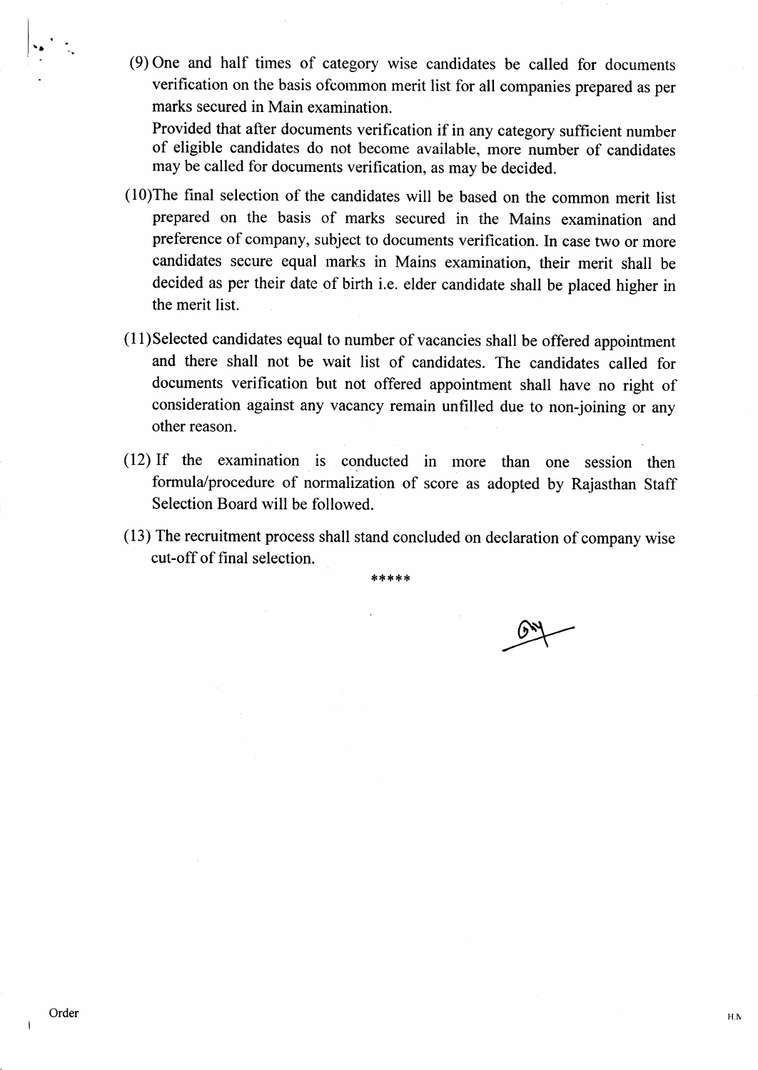(9) One and half times of category wise candidates be called for documents verification on the basis ofcommon merit list for all companies prepared as per marks secured in Main examination.

Provided that after documents verification if in any category sufficient number of eligible candidates do not become available, more number of candidates may be called for documents verification, as may be decided.

(10)The final selection of the candidates will be based on the common merit list prepared on the basis of marks secured in the Mains examination and preference of company, subject to documents verification. In case two or more candidates secure equal marks in Mains examination, their merit shall be decided as per their date of birth i.e. elder candidate shall be placed higher in the merit list.

(11)Selected candidates equal to number of vacancies shall be offered appointment and there shall not be wait list of candidates. The candidates called for documents verification but not offered appointment shall have no right of consideration against any vacancy remain unfilled due to non-joining or any other reason.

(12) If the examination is conducted in more than one session then formula/procedure of normalization of score as adopted by Rajasthan Staff Selection Board will be followed.

(13) The recruitment process shall stand concluded on declaration of company wise cut-off of final selection.

*****